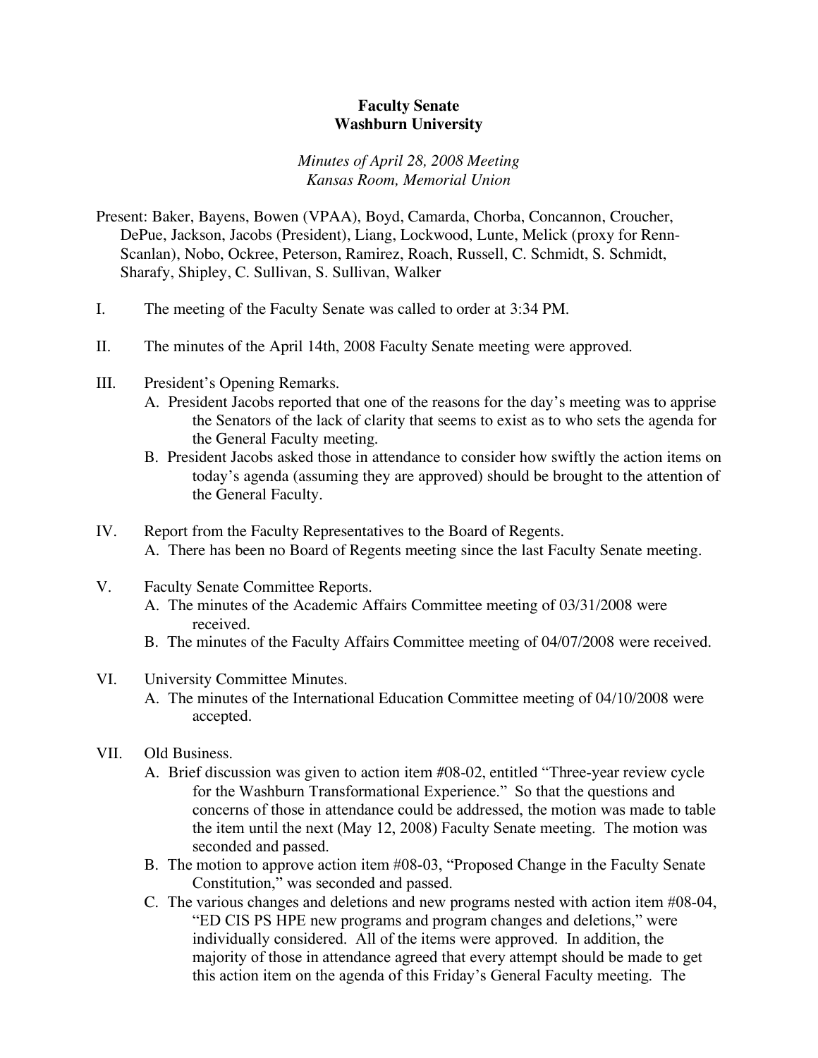# Faculty Senate
# Washburn University

*Minutes of April 28, 2008 Meeting*
*Kansas Room, Memorial Union*

Present: Baker, Bayens, Bowen (VPAA), Boyd, Camarda, Chorba, Concannon, Croucher, DePue, Jackson, Jacobs (President), Liang, Lockwood, Lunte, Melick (proxy for Renn-Scanlan), Nobo, Ockree, Peterson, Ramirez, Roach, Russell, C. Schmidt, S. Schmidt, Sharafy, Shipley, C. Sullivan, S. Sullivan, Walker

I. The meeting of the Faculty Senate was called to order at 3:34 PM.

II. The minutes of the April 14th, 2008 Faculty Senate meeting were approved.

III. President's Opening Remarks.
   A. President Jacobs reported that one of the reasons for the day's meeting was to apprise the Senators of the lack of clarity that seems to exist as to who sets the agenda for the General Faculty meeting.
   B. President Jacobs asked those in attendance to consider how swiftly the action items on today's agenda (assuming they are approved) should be brought to the attention of the General Faculty.

IV. Report from the Faculty Representatives to the Board of Regents.
   A. There has been no Board of Regents meeting since the last Faculty Senate meeting.

V. Faculty Senate Committee Reports.
   A. The minutes of the Academic Affairs Committee meeting of 03/31/2008 were received.
   B. The minutes of the Faculty Affairs Committee meeting of 04/07/2008 were received.

VI. University Committee Minutes.
   A. The minutes of the International Education Committee meeting of 04/10/2008 were accepted.

VII. Old Business.
   A. Brief discussion was given to action item #08-02, entitled "Three-year review cycle for the Washburn Transformational Experience." So that the questions and concerns of those in attendance could be addressed, the motion was made to table the item until the next (May 12, 2008) Faculty Senate meeting. The motion was seconded and passed.
   B. The motion to approve action item #08-03, "Proposed Change in the Faculty Senate Constitution," was seconded and passed.
   C. The various changes and deletions and new programs nested with action item #08-04, "ED CIS PS HPE new programs and program changes and deletions," were individually considered. All of the items were approved. In addition, the majority of those in attendance agreed that every attempt should be made to get this action item on the agenda of this Friday's General Faculty meeting. The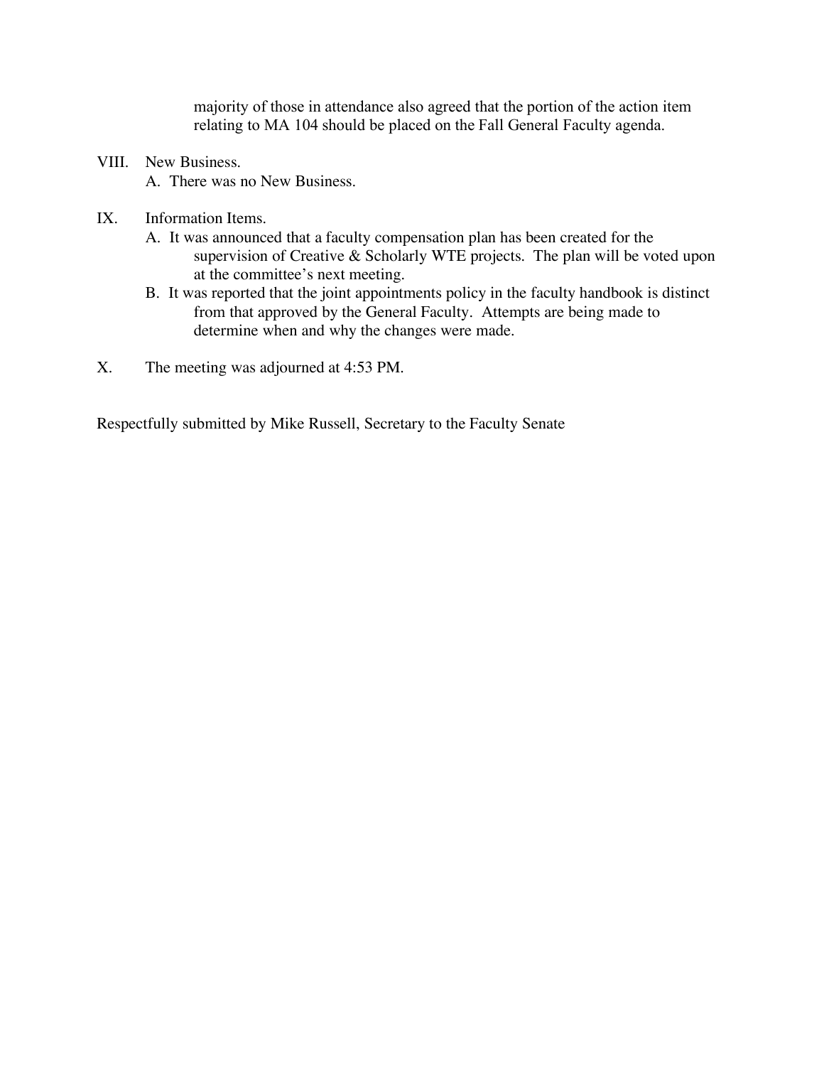majority of those in attendance also agreed that the portion of the action item relating to MA 104 should be placed on the Fall General Faculty agenda.

VIII. New Business.

A. There was no New Business.

IX. Information Items.

A. It was announced that a faculty compensation plan has been created for the supervision of Creative & Scholarly WTE projects. The plan will be voted upon at the committee's next meeting.

B. It was reported that the joint appointments policy in the faculty handbook is distinct from that approved by the General Faculty. Attempts are being made to determine when and why the changes were made.

X. The meeting was adjourned at 4:53 PM.

Respectfully submitted by Mike Russell, Secretary to the Faculty Senate